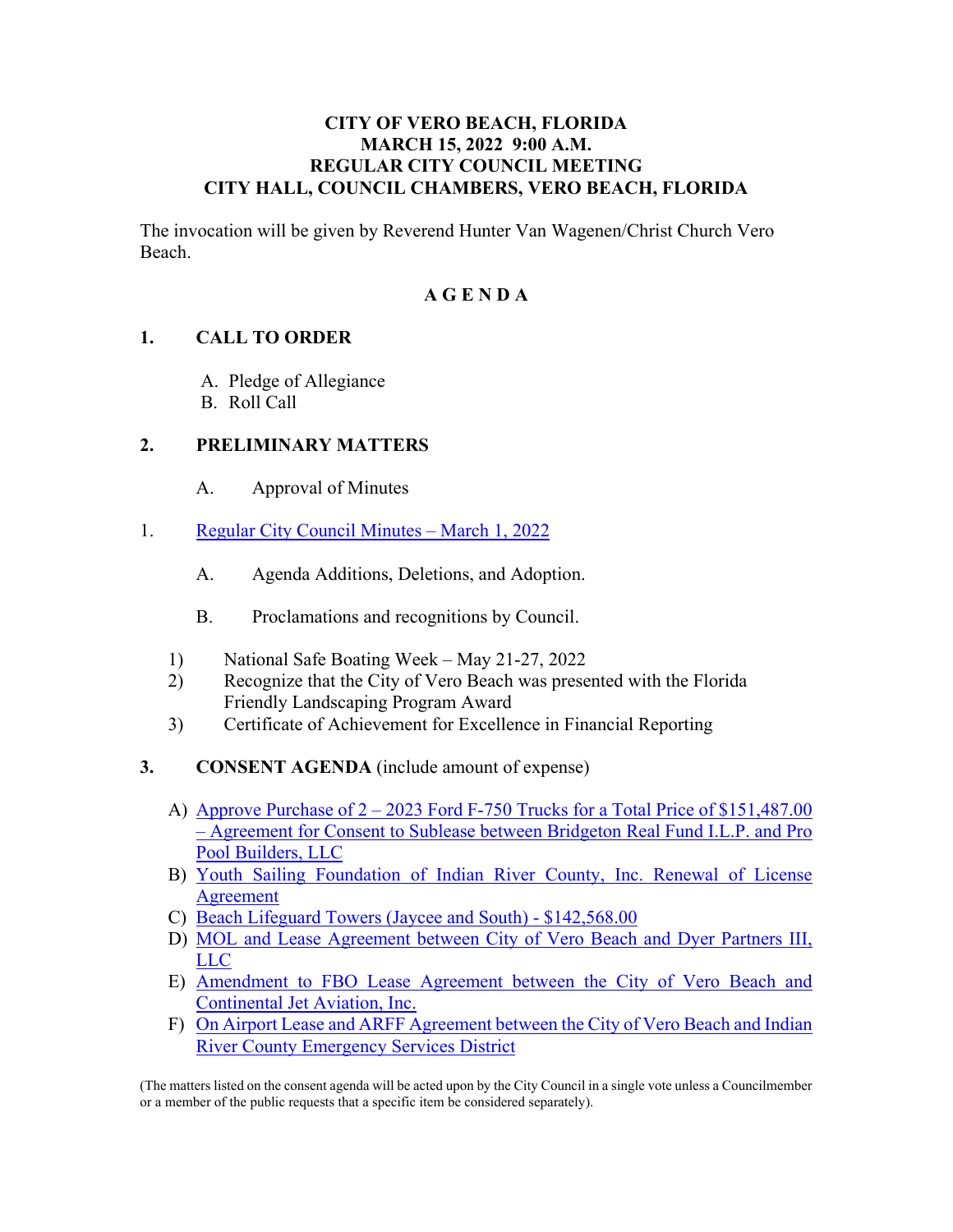**CITY OF VERO BEACH, FLORIDA**
**MARCH 15, 2022 9:00 A.M.**
**REGULAR CITY COUNCIL MEETING**
**CITY HALL, COUNCIL CHAMBERS, VERO BEACH, FLORIDA**

The invocation will be given by Reverend Hunter Van Wagenen/Christ Church Vero Beach.

**A G E N D A**

**1. CALL TO ORDER**

A. Pledge of Allegiance
B. Roll Call

**2. PRELIMINARY MATTERS**

A. Approval of Minutes

1. Regular City Council Minutes – March 1, 2022

A. Agenda Additions, Deletions, and Adoption.

B. Proclamations and recognitions by Council.

1) National Safe Boating Week – May 21-27, 2022
2) Recognize that the City of Vero Beach was presented with the Florida Friendly Landscaping Program Award
3) Certificate of Achievement for Excellence in Financial Reporting

**3. CONSENT AGENDA** (include amount of expense)

A) Approve Purchase of 2 – 2023 Ford F-750 Trucks for a Total Price of $151,487.00 – Agreement for Consent to Sublease between Bridgeton Real Fund I.L.P. and Pro Pool Builders, LLC
B) Youth Sailing Foundation of Indian River County, Inc. Renewal of License Agreement
C) Beach Lifeguard Towers (Jaycee and South) - $142,568.00
D) MOL and Lease Agreement between City of Vero Beach and Dyer Partners III, LLC
E) Amendment to FBO Lease Agreement between the City of Vero Beach and Continental Jet Aviation, Inc.
F) On Airport Lease and ARFF Agreement between the City of Vero Beach and Indian River County Emergency Services District

(The matters listed on the consent agenda will be acted upon by the City Council in a single vote unless a Councilmember or a member of the public requests that a specific item be considered separately).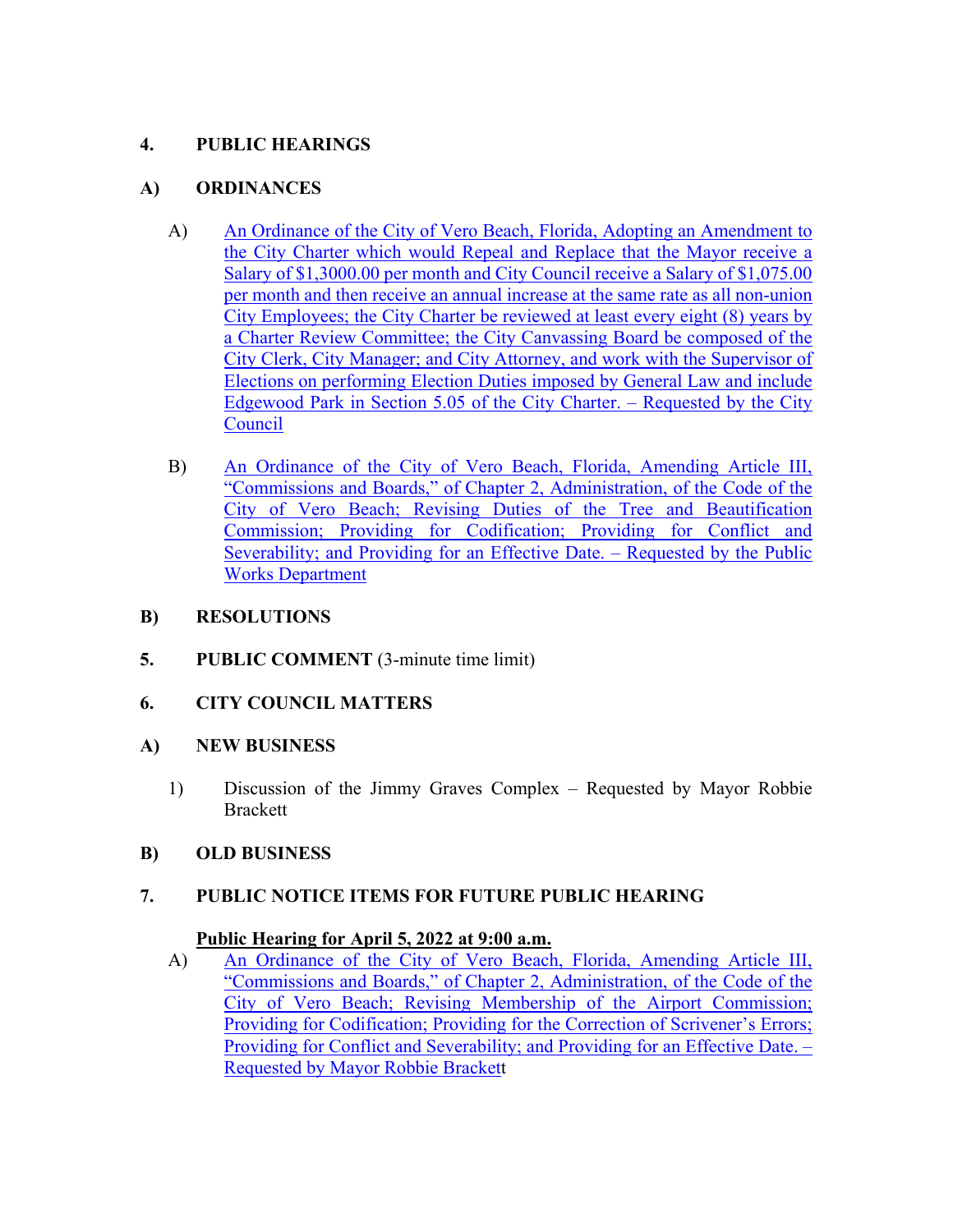**4. PUBLIC HEARINGS**

**A) ORDINANCES**

A) An Ordinance of the City of Vero Beach, Florida, Adopting an Amendment to the City Charter which would Repeal and Replace that the Mayor receive a Salary of $1,3000.00 per month and City Council receive a Salary of $1,075.00 per month and then receive an annual increase at the same rate as all non-union City Employees; the City Charter be reviewed at least every eight (8) years by a Charter Review Committee; the City Canvassing Board be composed of the City Clerk, City Manager; and City Attorney, and work with the Supervisor of Elections on performing Election Duties imposed by General Law and include Edgewood Park in Section 5.05 of the City Charter. – Requested by the City Council

B) An Ordinance of the City of Vero Beach, Florida, Amending Article III, "Commissions and Boards," of Chapter 2, Administration, of the Code of the City of Vero Beach; Revising Duties of the Tree and Beautification Commission; Providing for Codification; Providing for Conflict and Severability; and Providing for an Effective Date. – Requested by the Public Works Department

**B) RESOLUTIONS**

**5. PUBLIC COMMENT** (3-minute time limit)

**6. CITY COUNCIL MATTERS**

**A) NEW BUSINESS**

1) Discussion of the Jimmy Graves Complex – Requested by Mayor Robbie Brackett

**B) OLD BUSINESS**

**7. PUBLIC NOTICE ITEMS FOR FUTURE PUBLIC HEARING**

**Public Hearing for April 5, 2022 at 9:00 a.m.**

A) An Ordinance of the City of Vero Beach, Florida, Amending Article III, "Commissions and Boards," of Chapter 2, Administration, of the Code of the City of Vero Beach; Revising Membership of the Airport Commission; Providing for Codification; Providing for the Correction of Scrivener's Errors; Providing for Conflict and Severability; and Providing for an Effective Date. – Requested by Mayor Robbie Brackett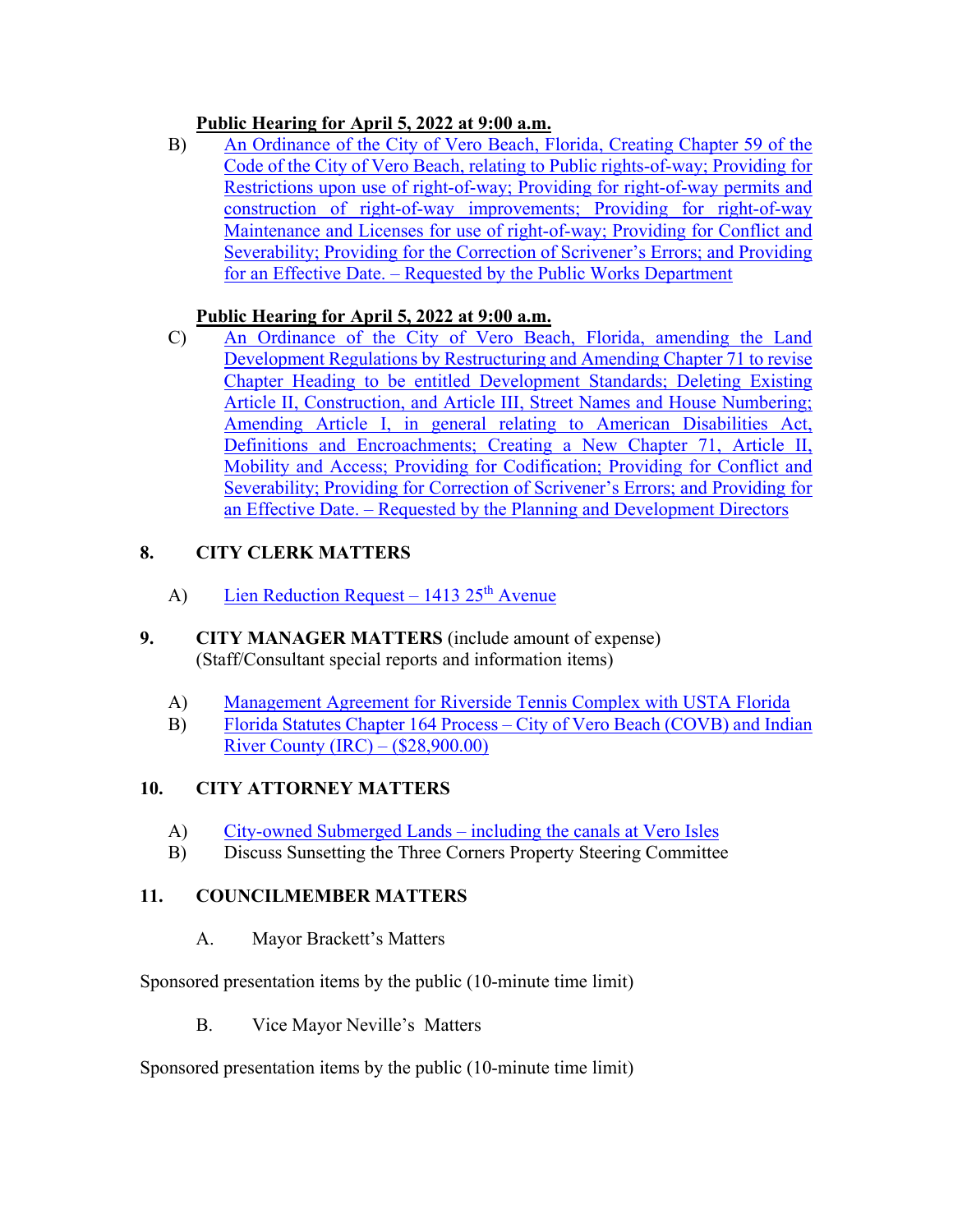**Public Hearing for April 5, 2022 at 9:00 a.m.**

B) An Ordinance of the City of Vero Beach, Florida, Creating Chapter 59 of the Code of the City of Vero Beach, relating to Public rights-of-way; Providing for Restrictions upon use of right-of-way; Providing for right-of-way permits and construction of right-of-way improvements; Providing for right-of-way Maintenance and Licenses for use of right-of-way; Providing for Conflict and Severability; Providing for the Correction of Scrivener's Errors; and Providing for an Effective Date. – Requested by the Public Works Department

**Public Hearing for April 5, 2022 at 9:00 a.m.**

C) An Ordinance of the City of Vero Beach, Florida, amending the Land Development Regulations by Restructuring and Amending Chapter 71 to revise Chapter Heading to be entitled Development Standards; Deleting Existing Article II, Construction, and Article III, Street Names and House Numbering; Amending Article I, in general relating to American Disabilities Act, Definitions and Encroachments; Creating a New Chapter 71, Article II, Mobility and Access; Providing for Codification; Providing for Conflict and Severability; Providing for Correction of Scrivener's Errors; and Providing for an Effective Date. – Requested by the Planning and Development Directors

## 8. CITY CLERK MATTERS

A) Lien Reduction Request – 1413 25th Avenue

## 9. CITY MANAGER MATTERS (include amount of expense)

(Staff/Consultant special reports and information items)

A) Management Agreement for Riverside Tennis Complex with USTA Florida

B) Florida Statutes Chapter 164 Process – City of Vero Beach (COVB) and Indian River County (IRC) – ($28,900.00)

## 10. CITY ATTORNEY MATTERS

A) City-owned Submerged Lands – including the canals at Vero Isles

B) Discuss Sunsetting the Three Corners Property Steering Committee

## 11. COUNCILMEMBER MATTERS

A. Mayor Brackett's Matters

Sponsored presentation items by the public (10-minute time limit)

B. Vice Mayor Neville's Matters

Sponsored presentation items by the public (10-minute time limit)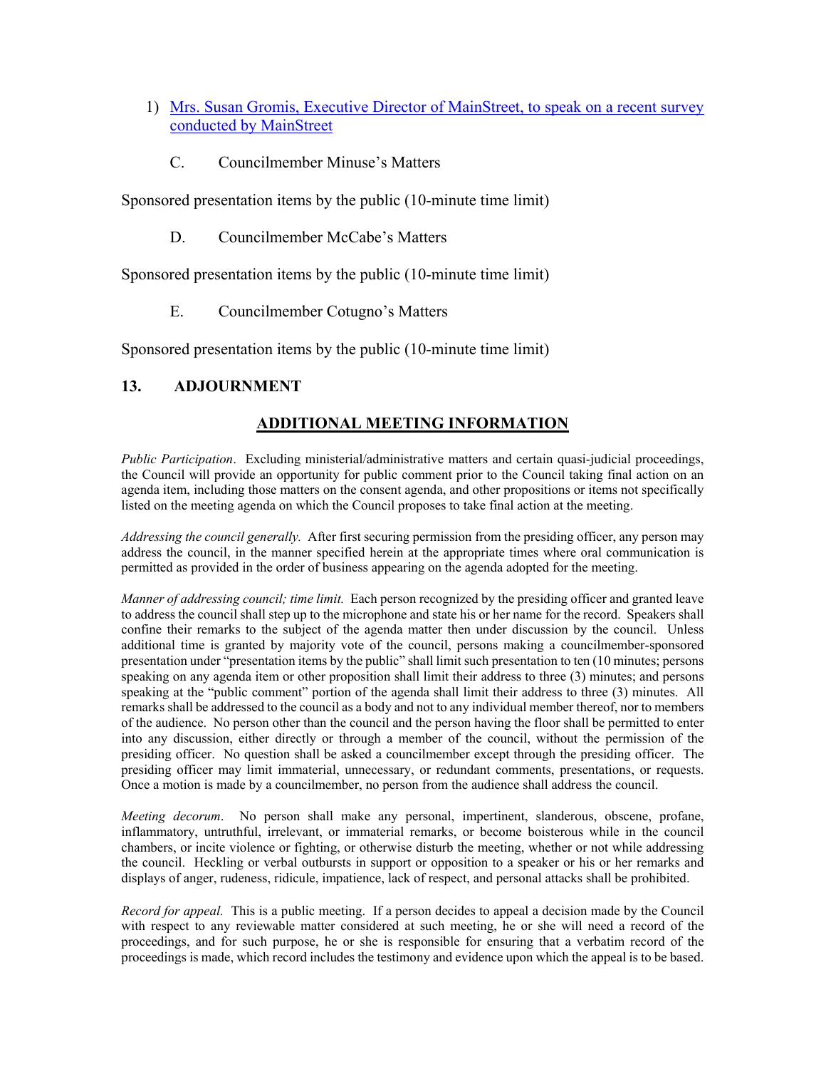1) [Mrs. Susan Gromis, Executive Director of MainStreet, to speak on a recent survey conducted by MainStreet]()

   C. Councilmember Minuse's Matters

Sponsored presentation items by the public (10-minute time limit)

   D. Councilmember McCabe's Matters

Sponsored presentation items by the public (10-minute time limit)

   E. Councilmember Cotugno's Matters

Sponsored presentation items by the public (10-minute time limit)

## 13. ADJOURNMENT

## ADDITIONAL MEETING INFORMATION

*Public Participation*. Excluding ministerial/administrative matters and certain quasi-judicial proceedings, the Council will provide an opportunity for public comment prior to the Council taking final action on an agenda item, including those matters on the consent agenda, and other propositions or items not specifically listed on the meeting agenda on which the Council proposes to take final action at the meeting.

*Addressing the council generally.* After first securing permission from the presiding officer, any person may address the council, in the manner specified herein at the appropriate times where oral communication is permitted as provided in the order of business appearing on the agenda adopted for the meeting.

*Manner of addressing council; time limit.* Each person recognized by the presiding officer and granted leave to address the council shall step up to the microphone and state his or her name for the record. Speakers shall confine their remarks to the subject of the agenda matter then under discussion by the council. Unless additional time is granted by majority vote of the council, persons making a councilmember-sponsored presentation under "presentation items by the public" shall limit such presentation to ten (10 minutes; persons speaking on any agenda item or other proposition shall limit their address to three (3) minutes; and persons speaking at the "public comment" portion of the agenda shall limit their address to three (3) minutes. All remarks shall be addressed to the council as a body and not to any individual member thereof, nor to members of the audience. No person other than the council and the person having the floor shall be permitted to enter into any discussion, either directly or through a member of the council, without the permission of the presiding officer. No question shall be asked a councilmember except through the presiding officer. The presiding officer may limit immaterial, unnecessary, or redundant comments, presentations, or requests. Once a motion is made by a councilmember, no person from the audience shall address the council.

*Meeting decorum*. No person shall make any personal, impertinent, slanderous, obscene, profane, inflammatory, untruthful, irrelevant, or immaterial remarks, or become boisterous while in the council chambers, or incite violence or fighting, or otherwise disturb the meeting, whether or not while addressing the council. Heckling or verbal outbursts in support or opposition to a speaker or his or her remarks and displays of anger, rudeness, ridicule, impatience, lack of respect, and personal attacks shall be prohibited.

*Record for appeal.* This is a public meeting. If a person decides to appeal a decision made by the Council with respect to any reviewable matter considered at such meeting, he or she will need a record of the proceedings, and for such purpose, he or she is responsible for ensuring that a verbatim record of the proceedings is made, which record includes the testimony and evidence upon which the appeal is to be based.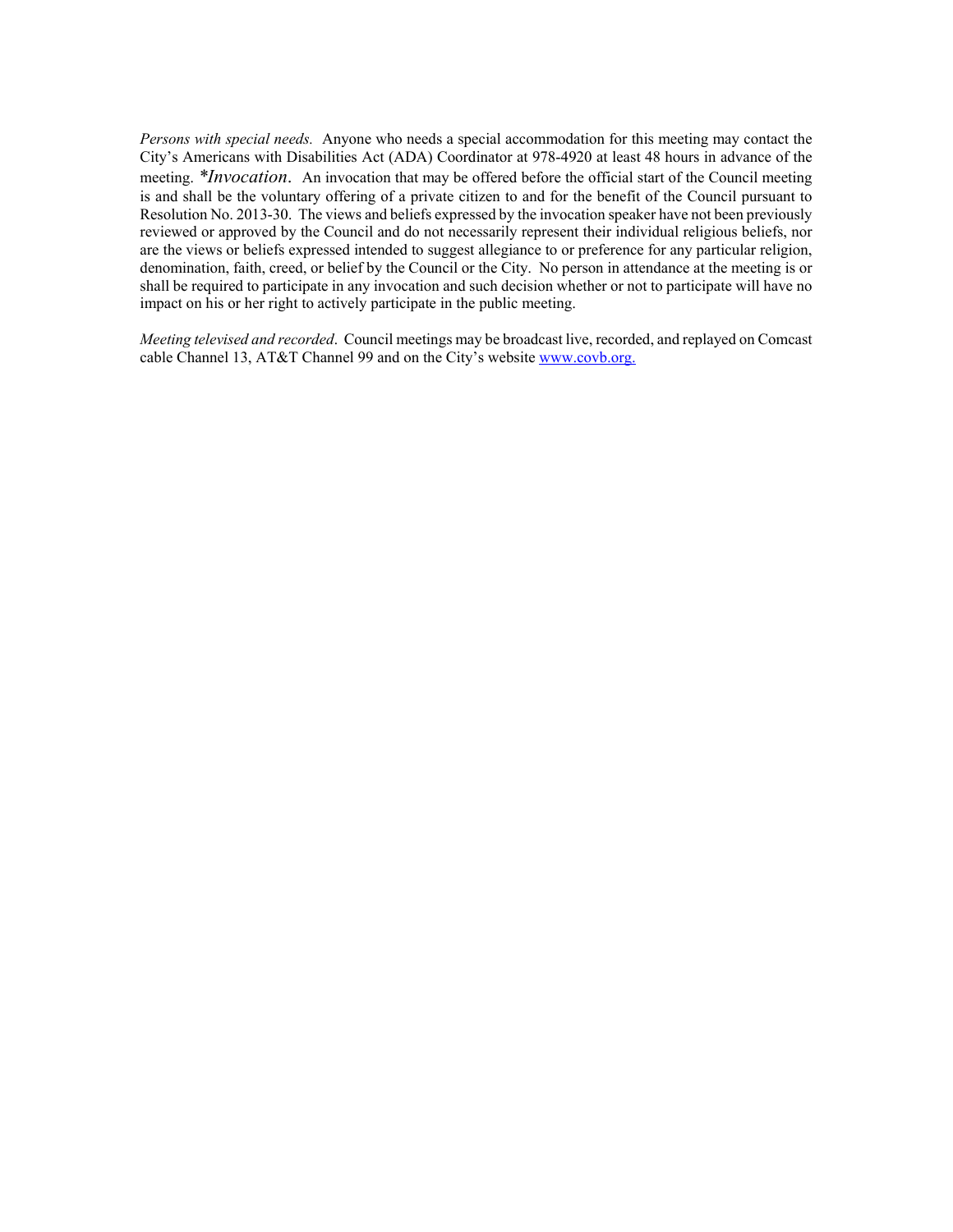*Persons with special needs.* Anyone who needs a special accommodation for this meeting may contact the City's Americans with Disabilities Act (ADA) Coordinator at 978-4920 at least 48 hours in advance of the meeting. *\*Invocation*. An invocation that may be offered before the official start of the Council meeting is and shall be the voluntary offering of a private citizen to and for the benefit of the Council pursuant to Resolution No. 2013-30. The views and beliefs expressed by the invocation speaker have not been previously reviewed or approved by the Council and do not necessarily represent their individual religious beliefs, nor are the views or beliefs expressed intended to suggest allegiance to or preference for any particular religion, denomination, faith, creed, or belief by the Council or the City. No person in attendance at the meeting is or shall be required to participate in any invocation and such decision whether or not to participate will have no impact on his or her right to actively participate in the public meeting.

*Meeting televised and recorded*. Council meetings may be broadcast live, recorded, and replayed on Comcast cable Channel 13, AT&T Channel 99 and on the City's website [www.covb.org.](http://www.covb.org)